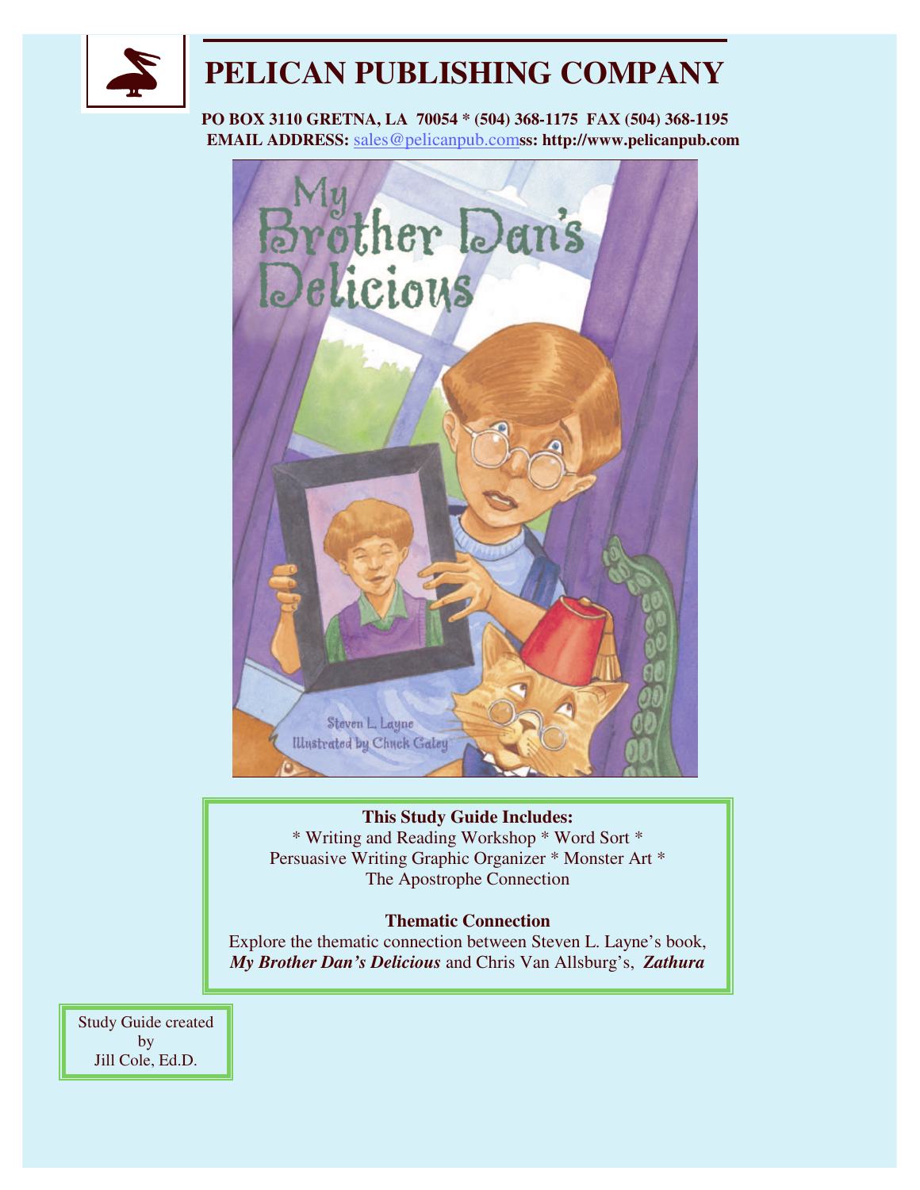# PELICAN PUBLISHING COMPANY

**PO BOX 3110 GRETNA, LA 70054 * (504) 368-1175 FAX (504) 368-1195**
**EMAIL ADDRESS:** sales@pelicanpub.comss: **http://www.pelicanpub.com**

My Brother Dan's Delicious

Steven L. Layne
Illustrated by Chuck Galey

**This Study Guide Includes:**
* Writing and Reading Workshop * Word Sort *
Persuasive Writing Graphic Organizer * Monster Art *
The Apostrophe Connection

**Thematic Connection**
Explore the thematic connection between Steven L. Layne's book, ***My Brother Dan's Delicious*** and Chris Van Allsburg's, ***Zathura***

Study Guide created by
Jill Cole, Ed.D.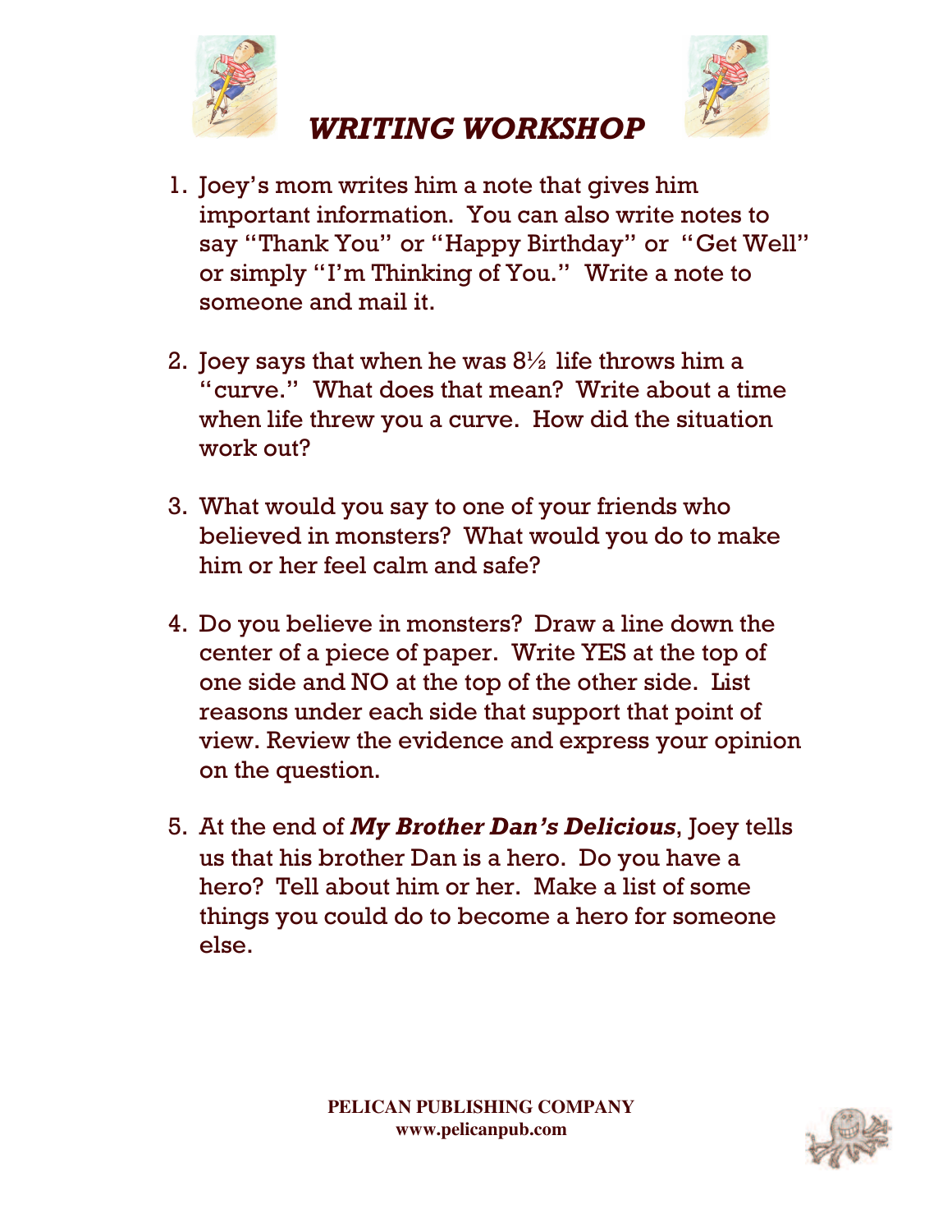# *WRITING WORKSHOP*

1. Joey's mom writes him a note that gives him important information. You can also write notes to say "Thank You" or "Happy Birthday" or "Get Well" or simply "I'm Thinking of You." Write a note to someone and mail it.

2. Joey says that when he was 8½ life throws him a "curve." What does that mean? Write about a time when life threw you a curve. How did the situation work out?

3. What would you say to one of your friends who believed in monsters? What would you do to make him or her feel calm and safe?

4. Do you believe in monsters? Draw a line down the center of a piece of paper. Write YES at the top of one side and NO at the top of the other side. List reasons under each side that support that point of view. Review the evidence and express your opinion on the question.

5. At the end of ***My Brother Dan's Delicious***, Joey tells us that his brother Dan is a hero. Do you have a hero? Tell about him or her. Make a list of some things you could do to become a hero for someone else.

**PELICAN PUBLISHING COMPANY**
**www.pelicanpub.com**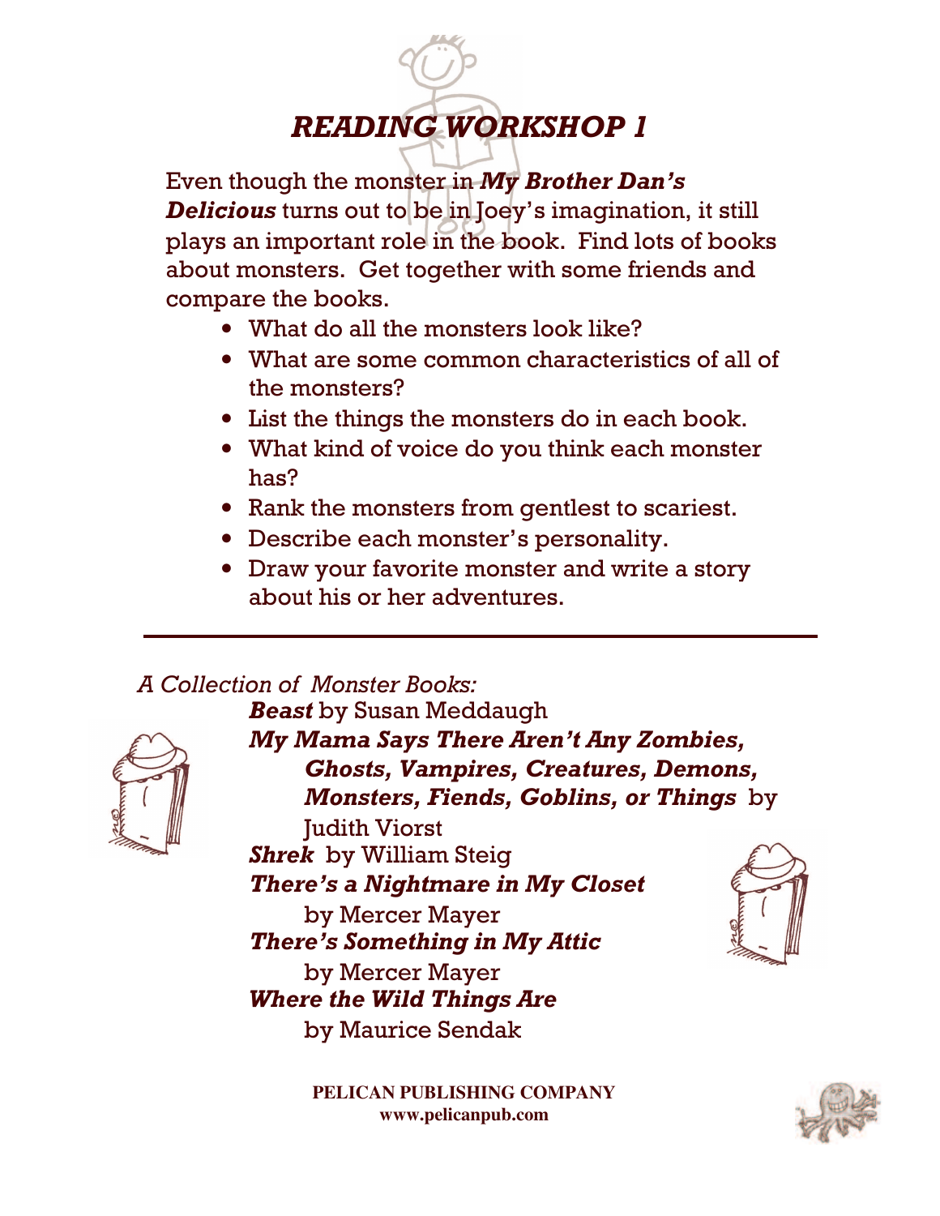# *READING WORKSHOP 1*

Even though the monster in ***My Brother Dan's Delicious*** turns out to be in Joey's imagination, it still plays an important role in the book. Find lots of books about monsters. Get together with some friends and compare the books.

- What do all the monsters look like?
- What are some common characteristics of all of the monsters?
- List the things the monsters do in each book.
- What kind of voice do you think each monster has?
- Rank the monsters from gentlest to scariest.
- Describe each monster's personality.
- Draw your favorite monster and write a story about his or her adventures.

---

*A Collection of Monster Books:*

***Beast*** by Susan Meddaugh

***My Mama Says There Aren't Any Zombies, Ghosts, Vampires, Creatures, Demons, Monsters, Fiends, Goblins, or Things*** by Judith Viorst

***Shrek*** by William Steig

***There's a Nightmare in My Closet*** by Mercer Mayer

***There's Something in My Attic*** by Mercer Mayer

***Where the Wild Things Are*** by Maurice Sendak

**PELICAN PUBLISHING COMPANY**
**www.pelicanpub.com**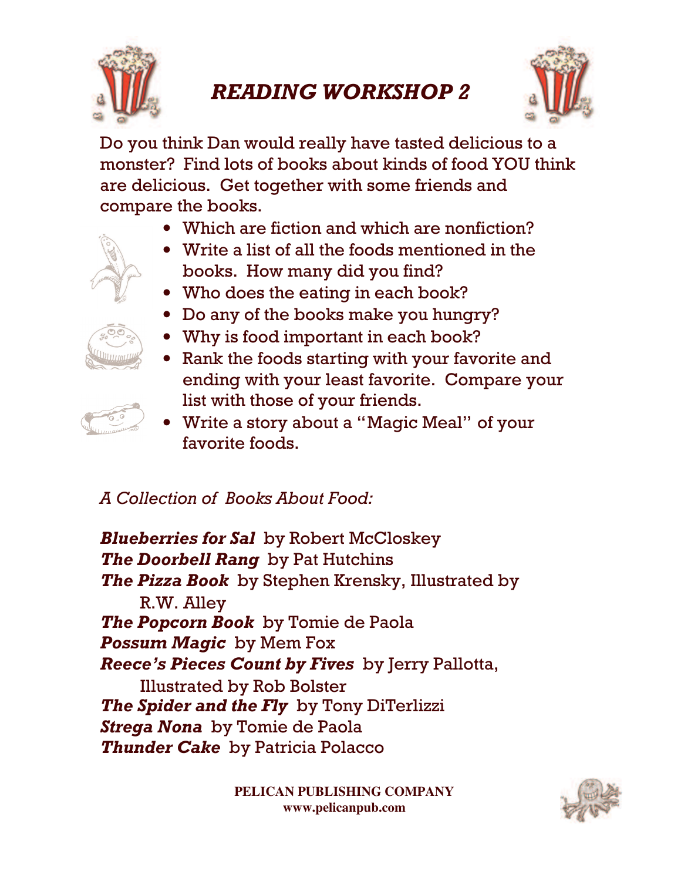# *READING WORKSHOP 2*

Do you think Dan would really have tasted delicious to a monster? Find lots of books about kinds of food YOU think are delicious. Get together with some friends and compare the books.

- Which are fiction and which are nonfiction?
- Write a list of all the foods mentioned in the books. How many did you find?
- Who does the eating in each book?
- Do any of the books make you hungry?
- Why is food important in each book?
- Rank the foods starting with your favorite and ending with your least favorite. Compare your list with those of your friends.
- Write a story about a "Magic Meal" of your favorite foods.

*A Collection of Books About Food:*

***Blueberries for Sal*** by Robert McCloskey
***The Doorbell Rang*** by Pat Hutchins
***The Pizza Book*** by Stephen Krensky, Illustrated by R.W. Alley
***The Popcorn Book*** by Tomie de Paola
***Possum Magic*** by Mem Fox
***Reece's Pieces Count by Fives*** by Jerry Pallotta, Illustrated by Rob Bolster
***The Spider and the Fly*** by Tony DiTerlizzi
***Strega Nona*** by Tomie de Paola
***Thunder Cake*** by Patricia Polacco

**PELICAN PUBLISHING COMPANY**
**www.pelicanpub.com**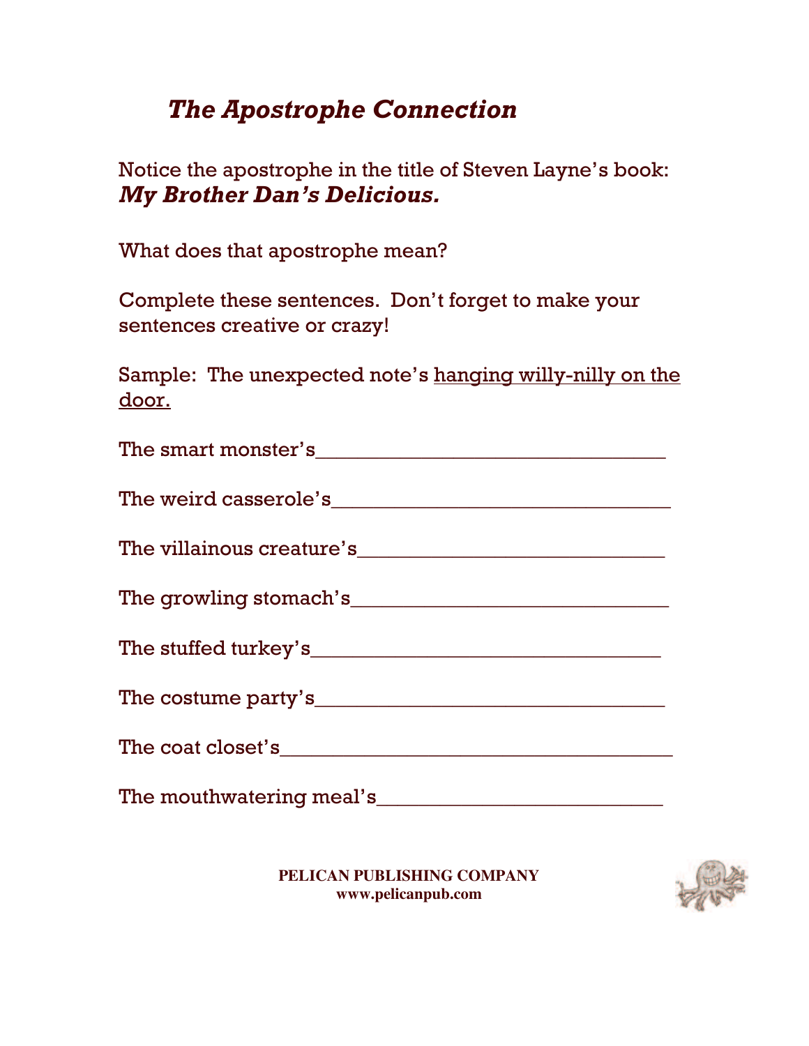# *The Apostrophe Connection*

Notice the apostrophe in the title of Steven Layne's book: ***My Brother Dan's Delicious.***

What does that apostrophe mean?

Complete these sentences. Don't forget to make your sentences creative or crazy!

Sample: The unexpected note's <u>hanging willy-nilly on the door.</u>

The smart monster's________________________________

The weird casserole's________________________________

The villainous creature's_____________________________

The growling stomach's______________________________

The stuffed turkey's_________________________________

The costume party's_________________________________

The coat closet's____________________________________

The mouthwatering meal's___________________________

**PELICAN PUBLISHING COMPANY**
**www.pelicanpub.com**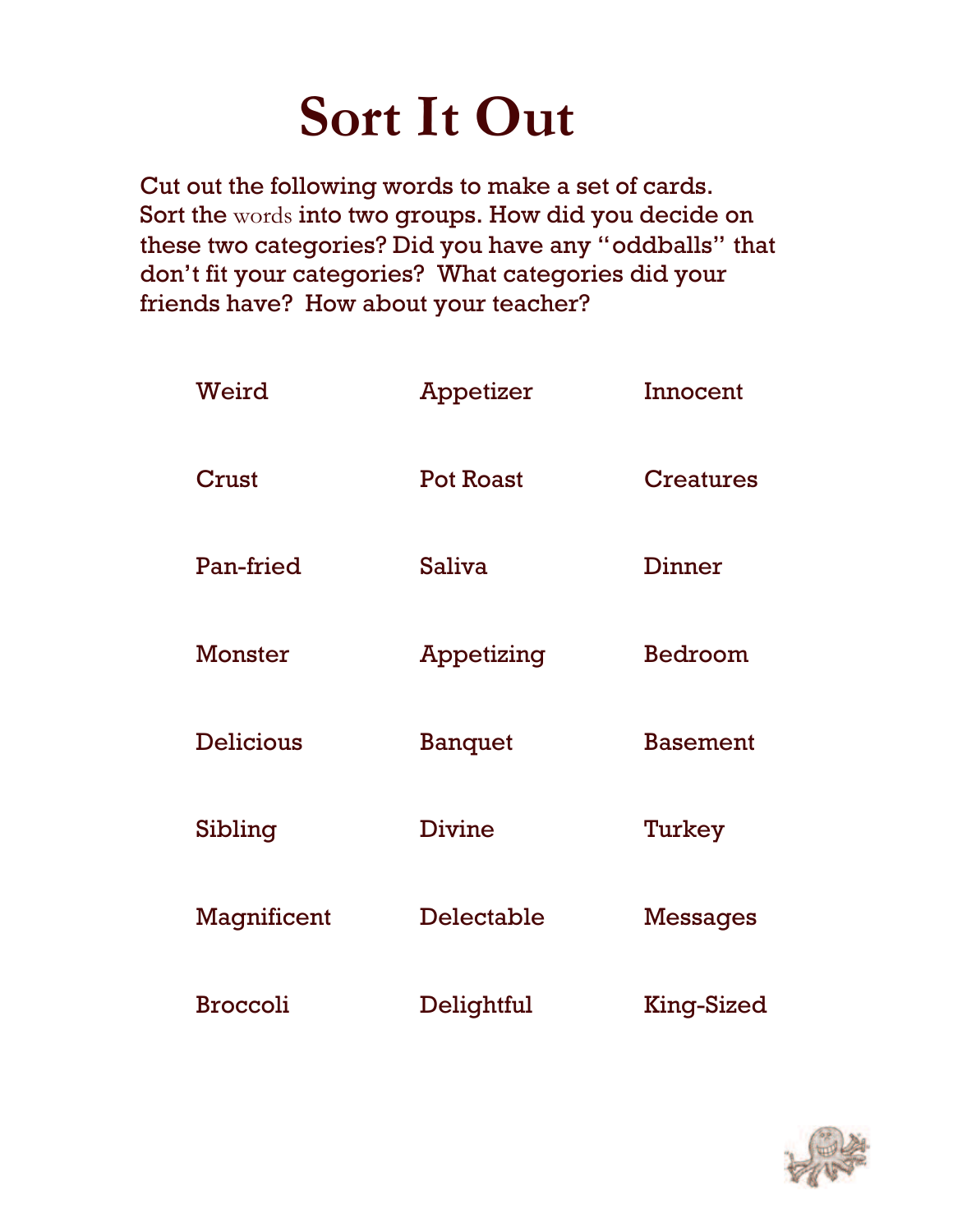# Sort It Out

Cut out the following words to make a set of cards. Sort the words into two groups. How did you decide on these two categories? Did you have any "oddballs" that don't fit your categories? What categories did your friends have? How about your teacher?

| | | |
|---|---|---|
| Weird | Appetizer | Innocent |
| Crust | Pot Roast | Creatures |
| Pan-fried | Saliva | Dinner |
| Monster | Appetizing | Bedroom |
| Delicious | Banquet | Basement |
| Sibling | Divine | Turkey |
| Magnificent | Delectable | Messages |
| Broccoli | Delightful | King-Sized |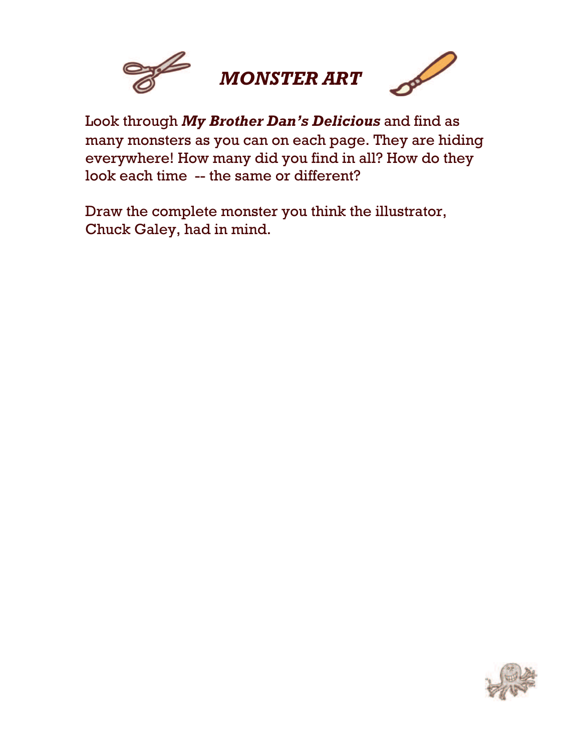# *MONSTER ART*

Look through ***My Brother Dan's Delicious*** and find as many monsters as you can on each page. They are hiding everywhere! How many did you find in all? How do they look each time -- the same or different?

Draw the complete monster you think the illustrator, Chuck Galey, had in mind.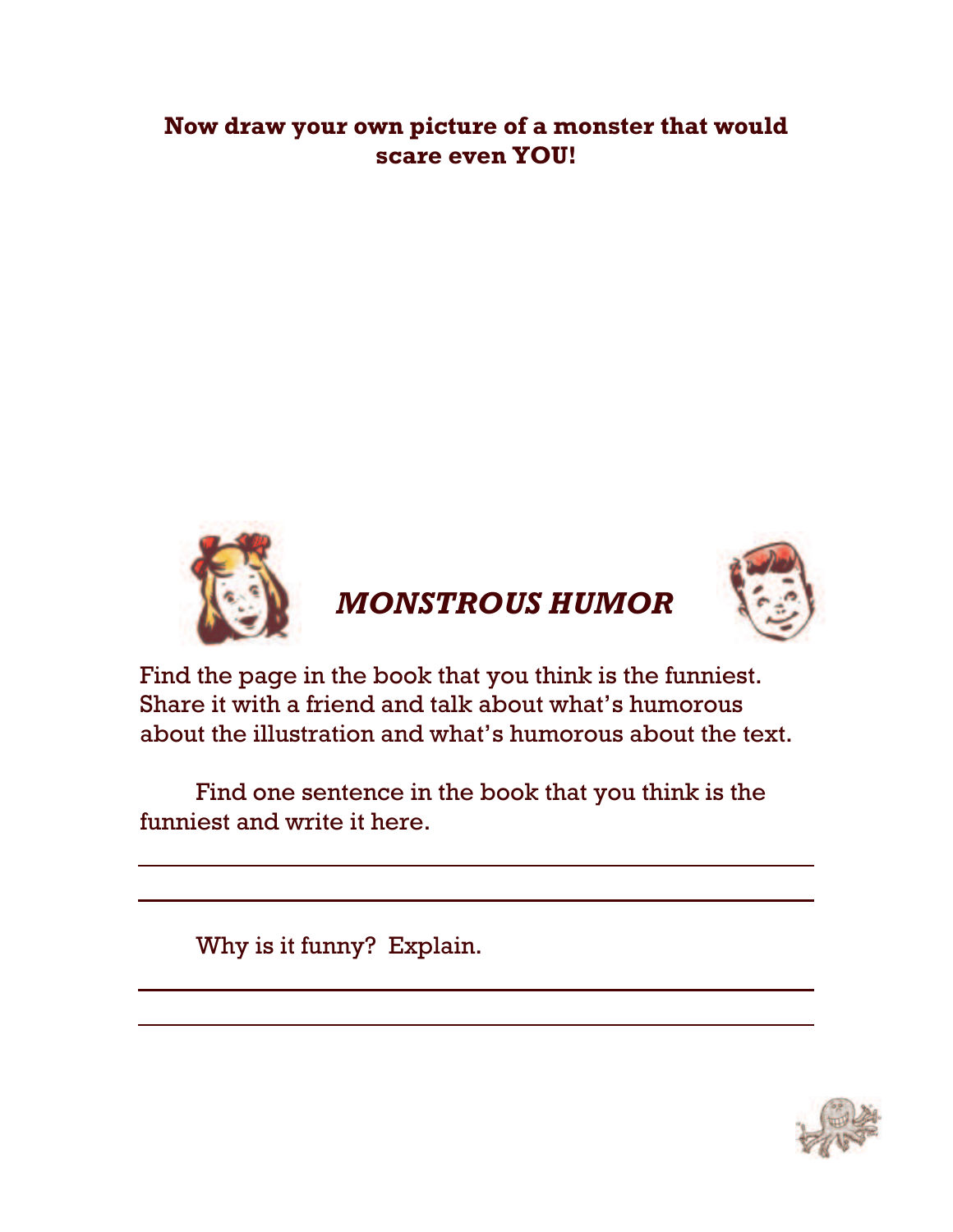**Now draw your own picture of a monster that would scare even YOU!**

## *MONSTROUS HUMOR*

Find the page in the book that you think is the funniest. Share it with a friend and talk about what's humorous about the illustration and what's humorous about the text.

Find one sentence in the book that you think is the funniest and write it here.

\_\_\_\_\_\_\_\_\_\_\_\_\_\_\_\_\_\_\_\_\_\_\_\_\_\_\_\_\_\_\_\_\_\_\_\_\_\_\_\_\_\_\_\_

\_\_\_\_\_\_\_\_\_\_\_\_\_\_\_\_\_\_\_\_\_\_\_\_\_\_\_\_\_\_\_\_\_\_\_\_\_\_\_\_\_\_\_\_

Why is it funny? Explain.

\_\_\_\_\_\_\_\_\_\_\_\_\_\_\_\_\_\_\_\_\_\_\_\_\_\_\_\_\_\_\_\_\_\_\_\_\_\_\_\_\_\_\_\_

\_\_\_\_\_\_\_\_\_\_\_\_\_\_\_\_\_\_\_\_\_\_\_\_\_\_\_\_\_\_\_\_\_\_\_\_\_\_\_\_\_\_\_\_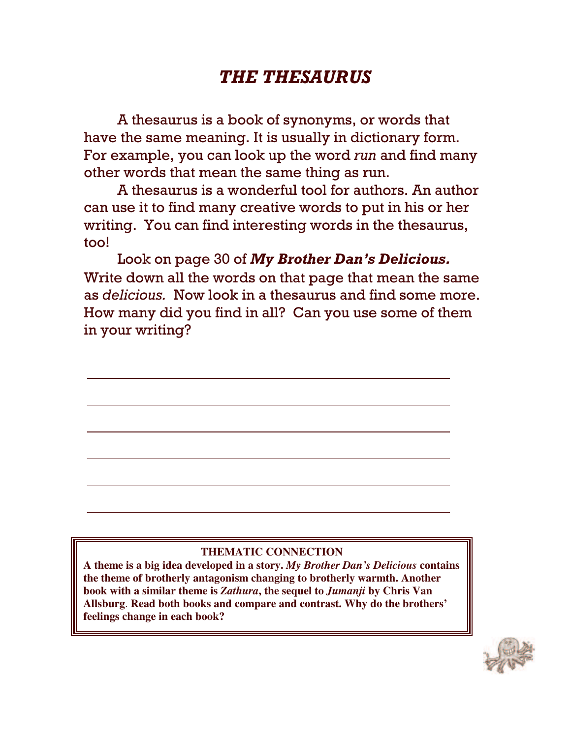# *THE THESAURUS*

A thesaurus is a book of synonyms, or words that have the same meaning. It is usually in dictionary form. For example, you can look up the word *run* and find many other words that mean the same thing as run.

A thesaurus is a wonderful tool for authors. An author can use it to find many creative words to put in his or her writing. You can find interesting words in the thesaurus, too!

Look on page 30 of ***My Brother Dan's Delicious.*** Write down all the words on that page that mean the same as *delicious.* Now look in a thesaurus and find some more. How many did you find in all? Can you use some of them in your writing?

______________________________________________

______________________________________________

______________________________________________

______________________________________________

______________________________________________

______________________________________________

**THEMATIC CONNECTION**

**A theme is a big idea developed in a story. *My Brother Dan's Delicious* contains the theme of brotherly antagonism changing to brotherly warmth. Another book with a similar theme is *Zathura*, the sequel to *Jumanji* by Chris Van Allsburg. Read both books and compare and contrast. Why do the brothers' feelings change in each book?**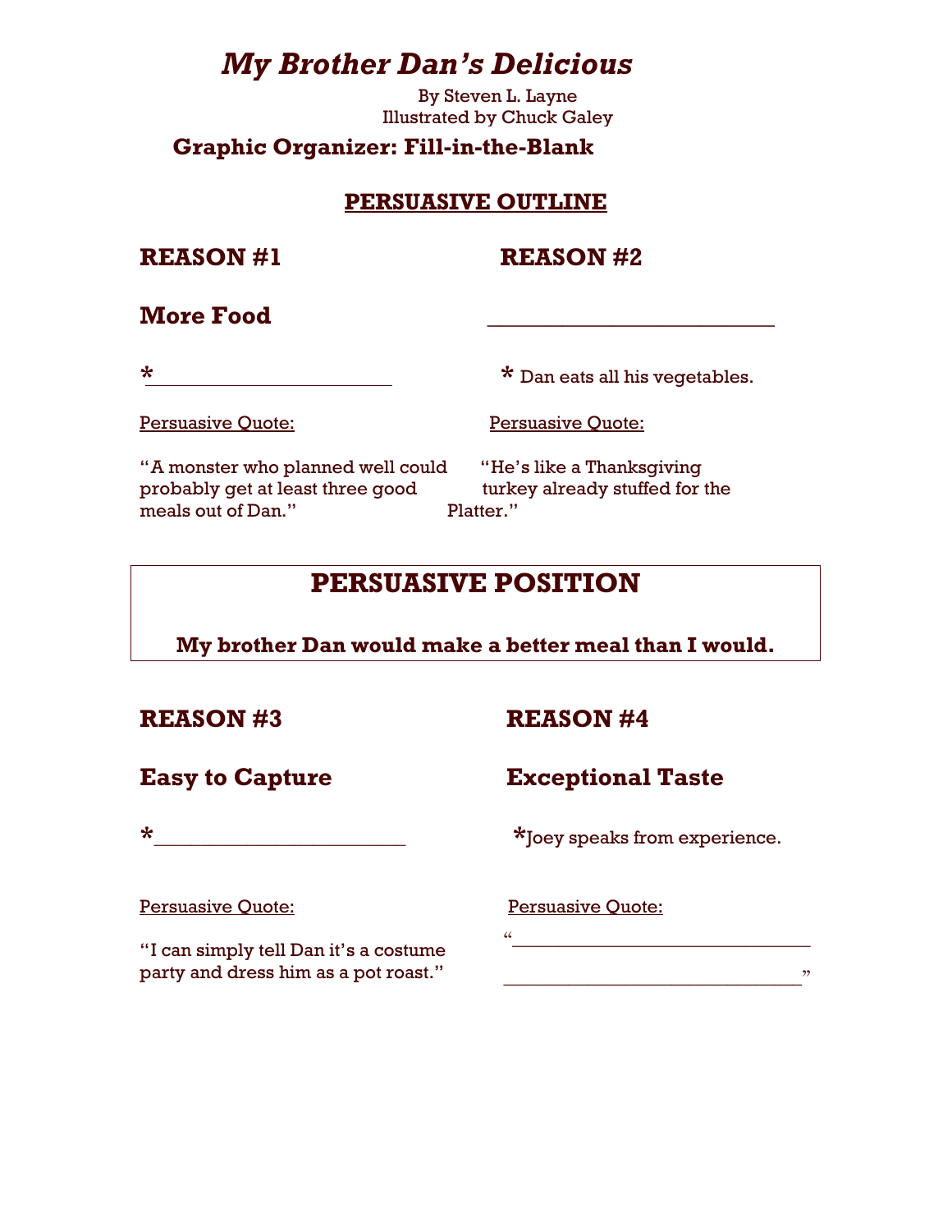# *My Brother Dan's Delicious*

By Steven L. Layne
Illustrated by Chuck Galey

## Graphic Organizer: Fill-in-the-Blank

### PERSUASIVE OUTLINE

**REASON #1**

**More Food**

*_______________________

Persuasive Quote:

"A monster who planned well could probably get at least three good meals out of Dan."

**REASON #2**

___________________________

* Dan eats all his vegetables.

Persuasive Quote:

"He's like a Thanksgiving turkey already stuffed for the Platter."

## PERSUASIVE POSITION

**My brother Dan would make a better meal than I would.**

**REASON #3**

**Easy to Capture**

*________________________

Persuasive Quote:

"I can simply tell Dan it's a costume party and dress him as a pot roast."

**REASON #4**

**Exceptional Taste**

*Joey speaks from experience.

Persuasive Quote:

"_____________________________

_____________________________"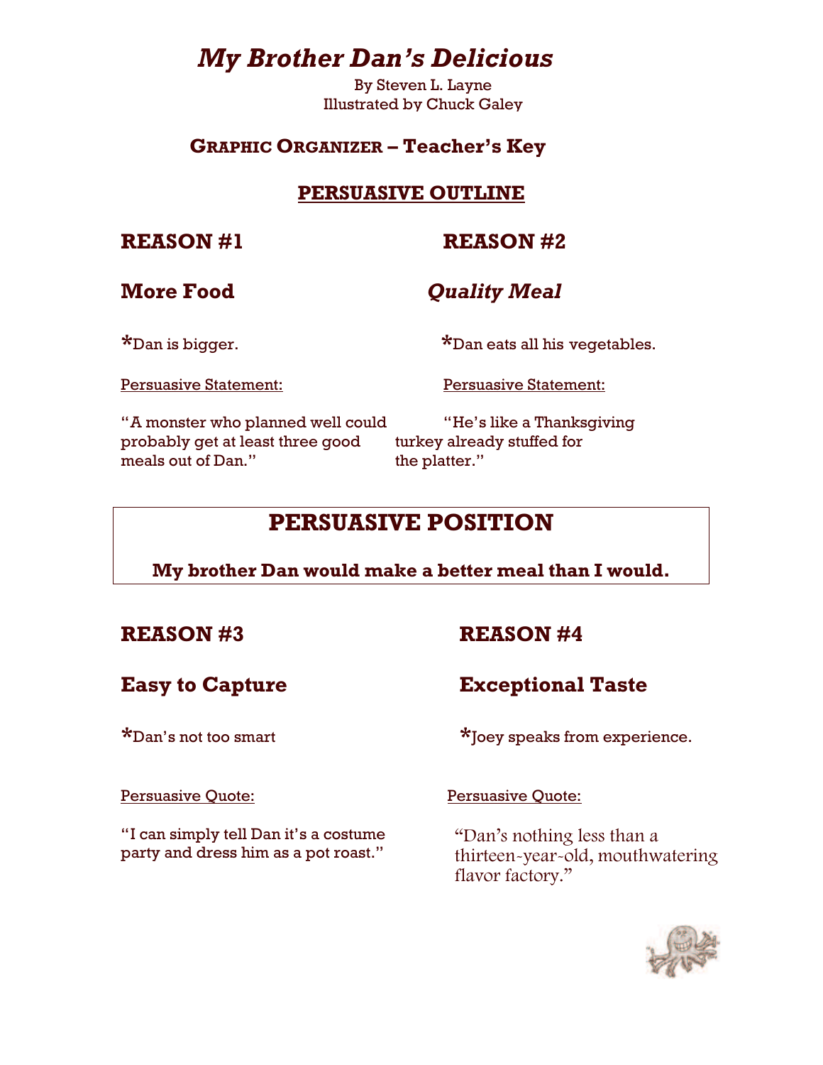# *My Brother Dan's Delicious*

By Steven L. Layne
Illustrated by Chuck Galey

## GRAPHIC ORGANIZER – Teacher's Key

## PERSUASIVE OUTLINE

### REASON #1

### More Food

*Dan is bigger.

Persuasive Statement:

"A monster who planned well could probably get at least three good meals out of Dan."

### REASON #2

### *Quality Meal*

*Dan eats all his vegetables.

Persuasive Statement:

"He's like a Thanksgiving turkey already stuffed for the platter."

## PERSUASIVE POSITION

**My brother Dan would make a better meal than I would.**

### REASON #3

### Easy to Capture

*Dan's not too smart

Persuasive Quote:

"I can simply tell Dan it's a costume party and dress him as a pot roast."

### REASON #4

### Exceptional Taste

*Joey speaks from experience.

Persuasive Quote:

"Dan's nothing less than a thirteen-year-old, mouthwatering flavor factory."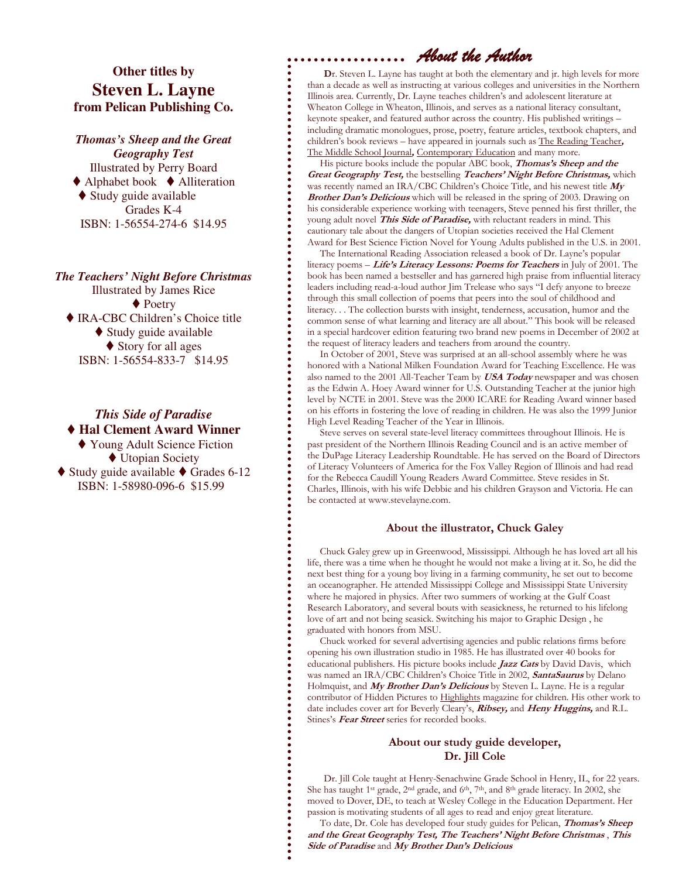## Other titles by
# Steven L. Layne
## from Pelican Publishing Co.

***Thomas's Sheep and the Great Geography Test***
Illustrated by Perry Board
♦ Alphabet book ♦ Alliteration
♦ Study guide available
Grades K-4
ISBN: 1-56554-274-6 $14.95

***The Teachers' Night Before Christmas***
Illustrated by James Rice
♦ Poetry
♦ IRA-CBC Children's Choice title
♦ Study guide available
♦ Story for all ages
ISBN: 1-56554-833-7 $14.95

***This Side of Paradise***
♦ **Hal Clement Award Winner**
♦ Young Adult Science Fiction
♦ Utopian Society
♦ Study guide available ♦ Grades 6-12
ISBN: 1-58980-096-6 $15.99

## *About the Author*

**D**r. Steven L. Layne has taught at both the elementary and jr. high levels for more than a decade as well as instructing at various colleges and universities in the Northern Illinois area. Currently, Dr. Layne teaches children's and adolescent literature at Wheaton College in Wheaton, Illinois, and serves as a national literacy consultant, keynote speaker, and featured author across the country. His published writings – including dramatic monologues, prose, poetry, feature articles, textbook chapters, and children's book reviews – have appeared in journals such as <u>The Reading Teacher</u>**,** <u>The Middle School Journal</u>**,** <u>Contemporary Education</u> and many more.

His picture books include the popular ABC book, ***Thomas's Sheep and the Great Geography Test,*** the bestselling ***Teachers' Night Before Christmas,*** which was recently named an IRA/CBC Children's Choice Title, and his newest title ***My Brother Dan's Delicious*** which will be released in the spring of 2003. Drawing on his considerable experience working with teenagers, Steve penned his first thriller, the young adult novel ***This Side of Paradise,*** with reluctant readers in mind. This cautionary tale about the dangers of Utopian societies received the Hal Clement Award for Best Science Fiction Novel for Young Adults published in the U.S. in 2001.

The International Reading Association released a book of Dr. Layne's popular literacy poems – ***Life's Literacy Lessons: Poems for Teachers*** in July of 2001. The book has been named a bestseller and has garnered high praise from influential literacy leaders including read-a-loud author Jim Trelease who says "I defy anyone to breeze through this small collection of poems that peers into the soul of childhood and literacy. . . The collection bursts with insight, tenderness, accusation, humor and the common sense of what learning and literacy are all about." This book will be released in a special hardcover edition featuring two brand new poems in December of 2002 at the request of literacy leaders and teachers from around the country.

In October of 2001, Steve was surprised at an all-school assembly where he was honored with a National Milken Foundation Award for Teaching Excellence. He was also named to the 2001 All-Teacher Team by ***USA Today*** newspaper and was chosen as the Edwin A. Hoey Award winner for U.S. Outstanding Teacher at the junior high level by NCTE in 2001. Steve was the 2000 ICARE for Reading Award winner based on his efforts in fostering the love of reading in children. He was also the 1999 Junior High Level Reading Teacher of the Year in Illinois.

Steve serves on several state-level literacy committees throughout Illinois. He is past president of the Northern Illinois Reading Council and is an active member of the DuPage Literacy Leadership Roundtable. He has served on the Board of Directors of Literacy Volunteers of America for the Fox Valley Region of Illinois and had read for the Rebecca Caudill Young Readers Award Committee. Steve resides in St. Charles, Illinois, with his wife Debbie and his children Grayson and Victoria. He can be contacted at www.stevelayne.com.

### About the illustrator, Chuck Galey

Chuck Galey grew up in Greenwood, Mississippi. Although he has loved art all his life, there was a time when he thought he would not make a living at it. So, he did the next best thing for a young boy living in a farming community, he set out to become an oceanographer. He attended Mississippi College and Mississippi State University where he majored in physics. After two summers of working at the Gulf Coast Research Laboratory, and several bouts with seasickness, he returned to his lifelong love of art and not being seasick. Switching his major to Graphic Design , he graduated with honors from MSU.

Chuck worked for several advertising agencies and public relations firms before opening his own illustration studio in 1985. He has illustrated over 40 books for educational publishers. His picture books include ***Jazz Cats*** by David Davis, which was named an IRA/CBC Children's Choice Title in 2002, ***SantaSaurus*** by Delano Holmquist, and ***My Brother Dan's Delicious*** by Steven L. Layne. He is a regular contributor of Hidden Pictures to <u>Highlights</u> magazine for children. His other work to date includes cover art for Beverly Cleary's, ***Ribsey,*** and ***Heny Huggins,*** and R.L. Stines's ***Fear Street*** series for recorded books.

### About our study guide developer, Dr. Jill Cole

Dr. Jill Cole taught at Henry-Senachwine Grade School in Henry, IL, for 22 years. She has taught 1st grade, 2nd grade, and 6th, 7th, and 8th grade literacy. In 2002, she moved to Dover, DE, to teach at Wesley College in the Education Department. Her passion is motivating students of all ages to read and enjoy great literature.

To date, Dr. Cole has developed four study guides for Pelican, ***Thomas's Sheep and the Great Geography Test, The Teachers' Night Before Christmas*** , ***This Side of Paradise*** and ***My Brother Dan's Delicious***